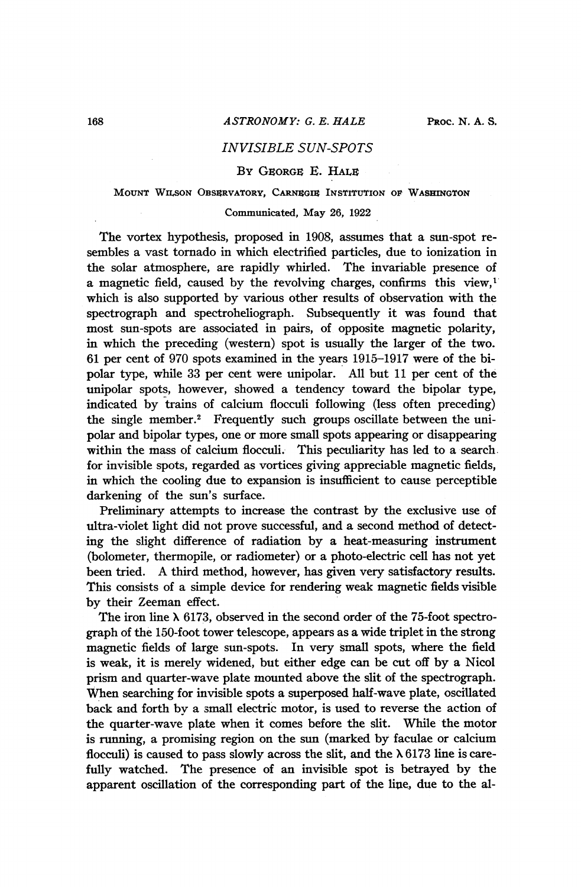# INVISIBLE SUN-SPOTS

By George E. Hale

Mount Wilson Observatory, Carnegie Institution of Washington

Communicated, May 26, 1922

The vortex hypothesis, proposed in 1908, assumes that a sun-spot resembles a vast tornado in which electrified particles, due to ionization in the solar atmosphere, are rapidly whirled. The invariable presence of a magnetic field, caused by the revolving charges, confirms this view,[1] which is also supported by various other results of observation with the spectrograph and spectroheliograph. Subsequently it was found that most sun-spots are associated in pairs, of opposite magnetic polarity, in which the preceding (western) spot is usually the larger of the two. 61 per cent of 970 spots examined in the years 1915–1917 were of the bipolar type, while 33 per cent were unipolar. All but 11 per cent of the unipolar spots, however, showed a tendency toward the bipolar type, indicated by trains of calcium flocculi following (less often preceding) the single member.[2] Frequently such groups oscillate between the unipolar and bipolar types, one or more small spots appearing or disappearing within the mass of calcium flocculi. This peculiarity has led to a search for invisible spots, regarded as vortices giving appreciable magnetic fields, in which the cooling due to expansion is insufficient to cause perceptible darkening of the sun's surface.

Preliminary attempts to increase the contrast by the exclusive use of ultra-violet light did not prove successful, and a second method of detecting the slight difference of radiation by a heat-measuring instrument (bolometer, thermopile, or radiometer) or a photo-electric cell has not yet been tried. A third method, however, has given very satisfactory results. This consists of a simple device for rendering weak magnetic fields visible by their Zeeman effect.

The iron line $\lambda$ 6173, observed in the second order of the 75-foot spectrograph of the 150-foot tower telescope, appears as a wide triplet in the strong magnetic fields of large sun-spots. In very small spots, where the field is weak, it is merely widened, but either edge can be cut off by a Nicol prism and quarter-wave plate mounted above the slit of the spectrograph. When searching for invisible spots a superposed half-wave plate, oscillated back and forth by a small electric motor, is used to reverse the action of the quarter-wave plate when it comes before the slit. While the motor is running, a promising region on the sun (marked by faculae or calcium flocculi) is caused to pass slowly across the slit, and the $\lambda$ 6173 line is carefully watched. The presence of an invisible spot is betrayed by the apparent oscillation of the corresponding part of the line, due to the al-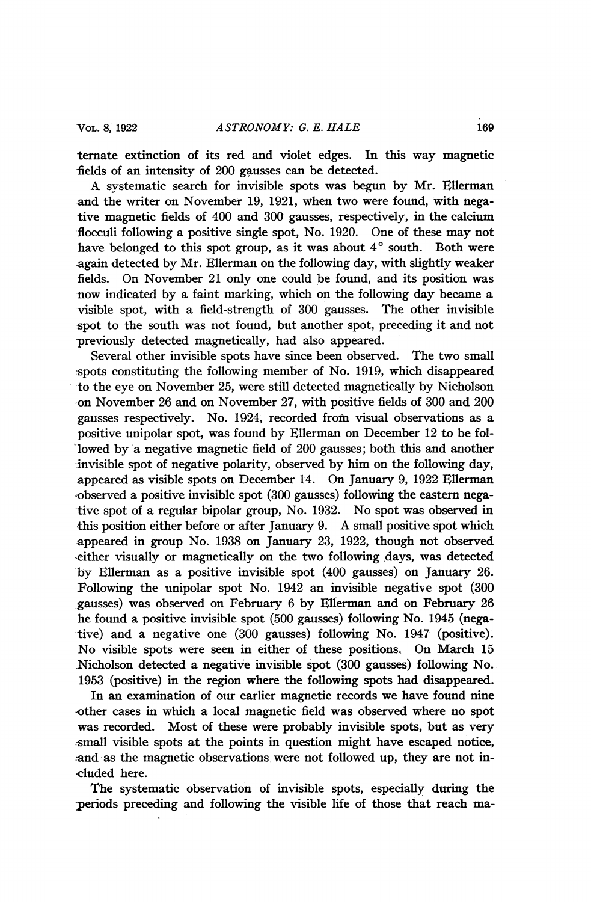ternate extinction of its red and violet edges. In this way magnetic fields of an intensity of 200 gausses can be detected.

A systematic search for invisible spots was begun by Mr. Ellerman and the writer on November 19, 1921, when two were found, with negative magnetic fields of 400 and 300 gausses, respectively, in the calcium flocculi following a positive single spot, No. 1920. One of these may not have belonged to this spot group, as it was about 4° south. Both were again detected by Mr. Ellerman on the following day, with slightly weaker fields. On November 21 only one could be found, and its position was now indicated by a faint marking, which on the following day became a visible spot, with a field-strength of 300 gausses. The other invisible spot to the south was not found, but another spot, preceding it and not previously detected magnetically, had also appeared.

Several other invisible spots have since been observed. The two small spots constituting the following member of No. 1919, which disappeared to the eye on November 25, were still detected magnetically by Nicholson on November 26 and on November 27, with positive fields of 300 and 200 gausses respectively. No. 1924, recorded from visual observations as a positive unipolar spot, was found by Ellerman on December 12 to be followed by a negative magnetic field of 200 gausses; both this and another invisible spot of negative polarity, observed by him on the following day, appeared as visible spots on December 14. On January 9, 1922 Ellerman observed a positive invisible spot (300 gausses) following the eastern negative spot of a regular bipolar group, No. 1932. No spot was observed in this position either before or after January 9. A small positive spot which appeared in group No. 1938 on January 23, 1922, though not observed either visually or magnetically on the two following days, was detected by Ellerman as a positive invisible spot (400 gausses) on January 26. Following the unipolar spot No. 1942 an invisible negative spot (300 gausses) was observed on February 6 by Ellerman and on February 26 he found a positive invisible spot (500 gausses) following No. 1945 (negative) and a negative one (300 gausses) following No. 1947 (positive). No visible spots were seen in either of these positions. On March 15 Nicholson detected a negative invisible spot (300 gausses) following No. 1953 (positive) in the region where the following spots had disappeared.

In an examination of our earlier magnetic records we have found nine other cases in which a local magnetic field was observed where no spot was recorded. Most of these were probably invisible spots, but as very small visible spots at the points in question might have escaped notice, and as the magnetic observations were not followed up, they are not included here.

The systematic observation of invisible spots, especially during the periods preceding and following the visible life of those that reach ma-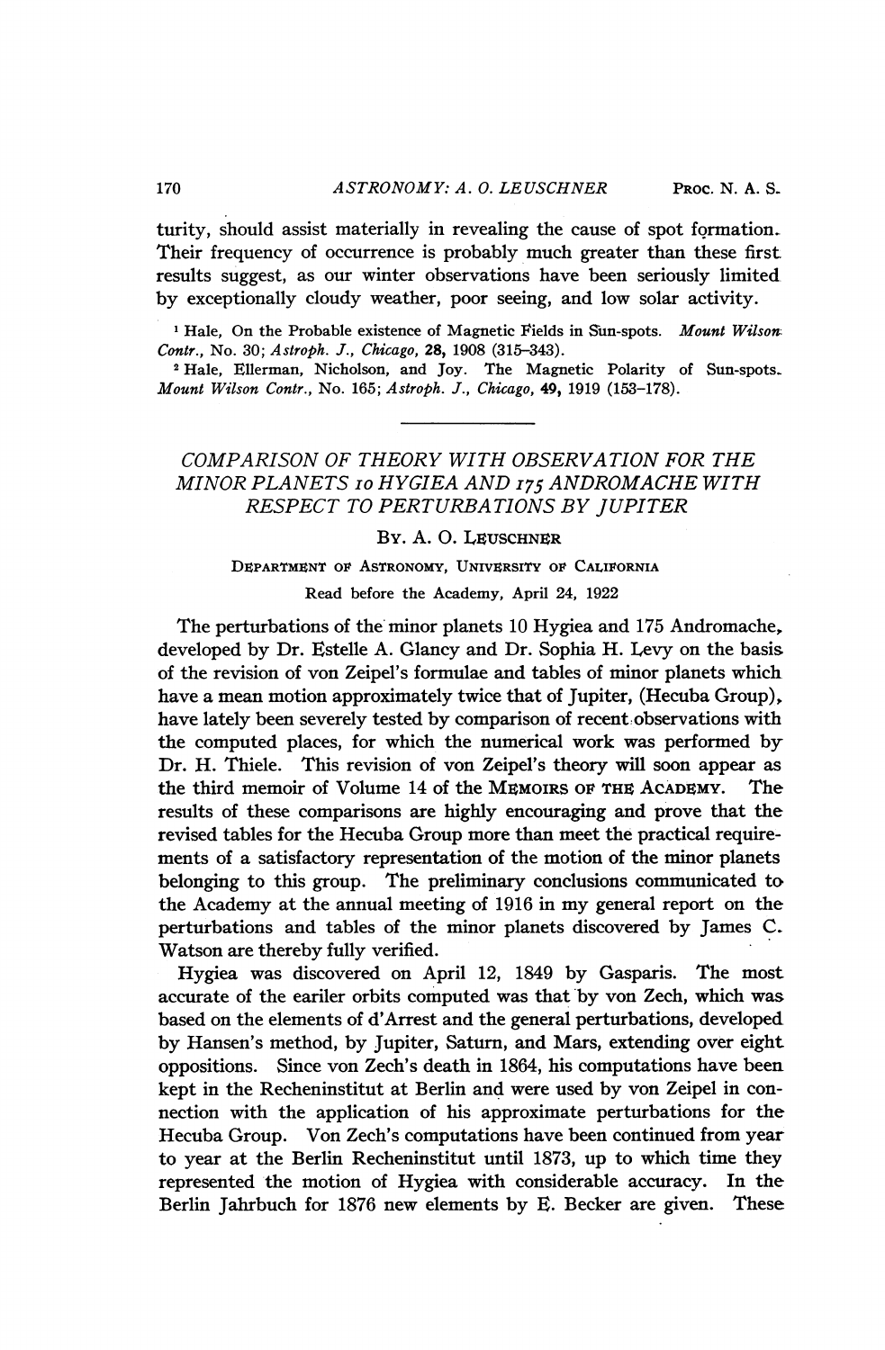turity, should assist materially in revealing the cause of spot formation. Their frequency of occurrence is probably much greater than these first results suggest, as our winter observations have been seriously limited by exceptionally cloudy weather, poor seeing, and low solar activity.

[1] Hale, On the Probable existence of Magnetic Fields in Sun-spots. *Mount Wilson Contr.*, No. 30; *Astroph. J., Chicago*, **28**, 1908 (315–343).

[2] Hale, Ellerman, Nicholson, and Joy. The Magnetic Polarity of Sun-spots. *Mount Wilson Contr.*, No. 165; *Astroph. J., Chicago*, **49**, 1919 (153–178).

---

## *COMPARISON OF THEORY WITH OBSERVATION FOR THE MINOR PLANETS 10 HYGIEA AND 175 ANDROMACHE WITH RESPECT TO PERTURBATIONS BY JUPITER*

By A. O. Leuschner

Department of Astronomy, University of California

Read before the Academy, April 24, 1922

The perturbations of the minor planets 10 Hygiea and 175 Andromache, developed by Dr. Estelle A. Glancy and Dr. Sophia H. Levy on the basis of the revision of von Zeipel's formulae and tables of minor planets which have a mean motion approximately twice that of Jupiter, (Hecuba Group), have lately been severely tested by comparison of recent observations with the computed places, for which the numerical work was performed by Dr. H. Thiele. This revision of von Zeipel's theory will soon appear as the third memoir of Volume 14 of the Memoirs of the Academy. The results of these comparisons are highly encouraging and prove that the revised tables for the Hecuba Group more than meet the practical requirements of a satisfactory representation of the motion of the minor planets belonging to this group. The preliminary conclusions communicated to the Academy at the annual meeting of 1916 in my general report on the perturbations and tables of the minor planets discovered by James C. Watson are thereby fully verified.

Hygiea was discovered on April 12, 1849 by Gasparis. The most accurate of the eariler orbits computed was that by von Zech, which was based on the elements of d'Arrest and the general perturbations, developed by Hansen's method, by Jupiter, Saturn, and Mars, extending over eight oppositions. Since von Zech's death in 1864, his computations have been kept in the Recheninstitut at Berlin and were used by von Zeipel in connection with the application of his approximate perturbations for the Hecuba Group. Von Zech's computations have been continued from year to year at the Berlin Recheninstitut until 1873, up to which time they represented the motion of Hygiea with considerable accuracy. In the Berlin Jahrbuch for 1876 new elements by E. Becker are given. These